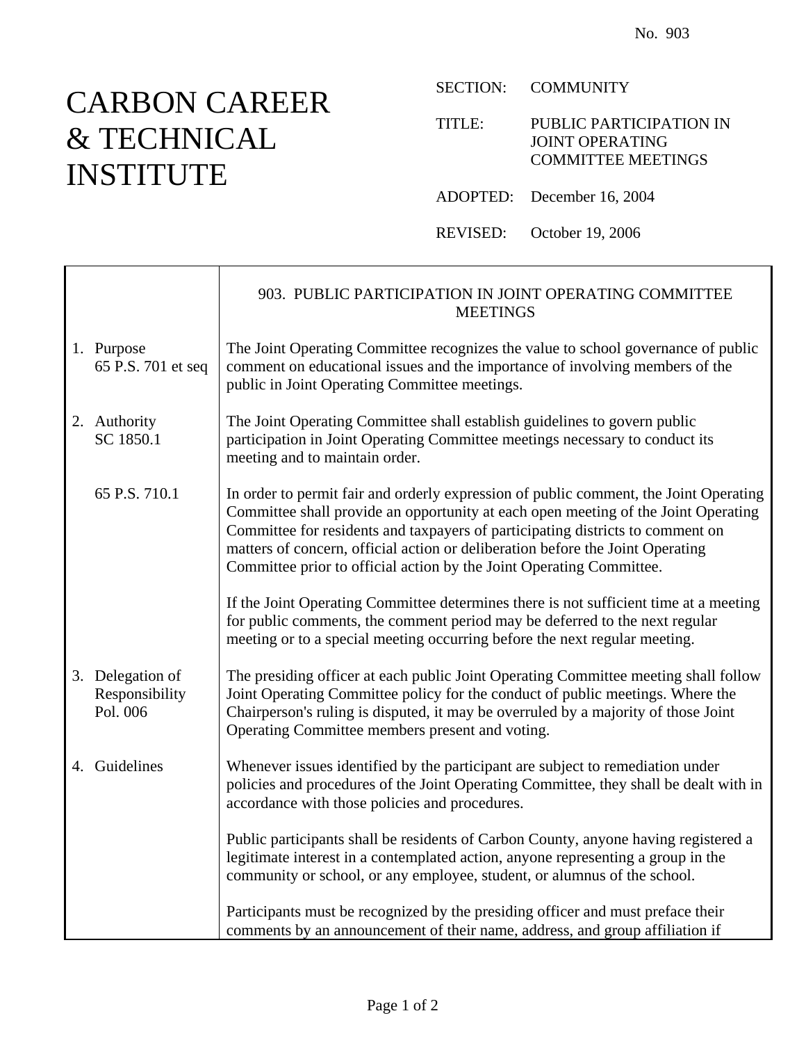No. 903

# CARBON CAREER & TECHNICAL INSTITUTE

SECTION: COMMUNITY

TITLE: PUBLIC PARTICIPATION IN JOINT OPERATING COMMITTEE MEETINGS

ADOPTED: December 16, 2004

REVISED: October 19, 2006

## 903. PUBLIC PARTICIPATION IN JOINT OPERATING COMMITTEE MEETINGS

**1. Purpose**
65 P.S. 701 et seq

The Joint Operating Committee recognizes the value to school governance of public comment on educational issues and the importance of involving members of the public in Joint Operating Committee meetings.

**2. Authority**
SC 1850.1

The Joint Operating Committee shall establish guidelines to govern public participation in Joint Operating Committee meetings necessary to conduct its meeting and to maintain order.

65 P.S. 710.1

In order to permit fair and orderly expression of public comment, the Joint Operating Committee shall provide an opportunity at each open meeting of the Joint Operating Committee for residents and taxpayers of participating districts to comment on matters of concern, official action or deliberation before the Joint Operating Committee prior to official action by the Joint Operating Committee.

If the Joint Operating Committee determines there is not sufficient time at a meeting for public comments, the comment period may be deferred to the next regular meeting or to a special meeting occurring before the next regular meeting.

**3. Delegation of Responsibility**
Pol. 006

The presiding officer at each public Joint Operating Committee meeting shall follow Joint Operating Committee policy for the conduct of public meetings. Where the Chairperson's ruling is disputed, it may be overruled by a majority of those Joint Operating Committee members present and voting.

**4. Guidelines**

Whenever issues identified by the participant are subject to remediation under policies and procedures of the Joint Operating Committee, they shall be dealt with in accordance with those policies and procedures.

Public participants shall be residents of Carbon County, anyone having registered a legitimate interest in a contemplated action, anyone representing a group in the community or school, or any employee, student, or alumnus of the school.

Participants must be recognized by the presiding officer and must preface their comments by an announcement of their name, address, and group affiliation if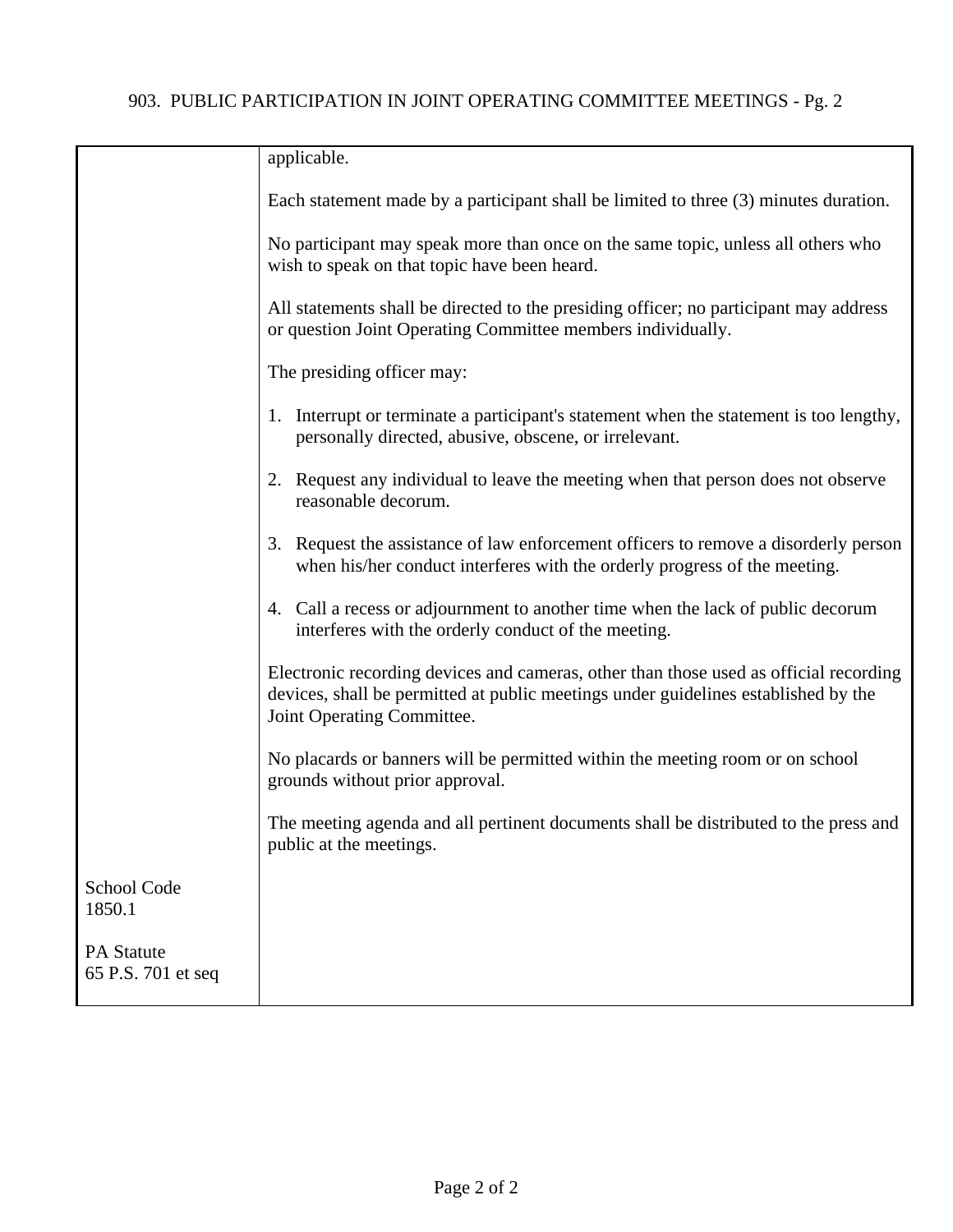applicable.

Each statement made by a participant shall be limited to three (3) minutes duration.

No participant may speak more than once on the same topic, unless all others who wish to speak on that topic have been heard.

All statements shall be directed to the presiding officer; no participant may address or question Joint Operating Committee members individually.

The presiding officer may:

1. Interrupt or terminate a participant's statement when the statement is too lengthy, personally directed, abusive, obscene, or irrelevant.

2. Request any individual to leave the meeting when that person does not observe reasonable decorum.

3. Request the assistance of law enforcement officers to remove a disorderly person when his/her conduct interferes with the orderly progress of the meeting.

4. Call a recess or adjournment to another time when the lack of public decorum interferes with the orderly conduct of the meeting.

Electronic recording devices and cameras, other than those used as official recording devices, shall be permitted at public meetings under guidelines established by the Joint Operating Committee.

No placards or banners will be permitted within the meeting room or on school grounds without prior approval.

The meeting agenda and all pertinent documents shall be distributed to the press and public at the meetings.

School Code
1850.1

PA Statute
65 P.S. 701 et seq